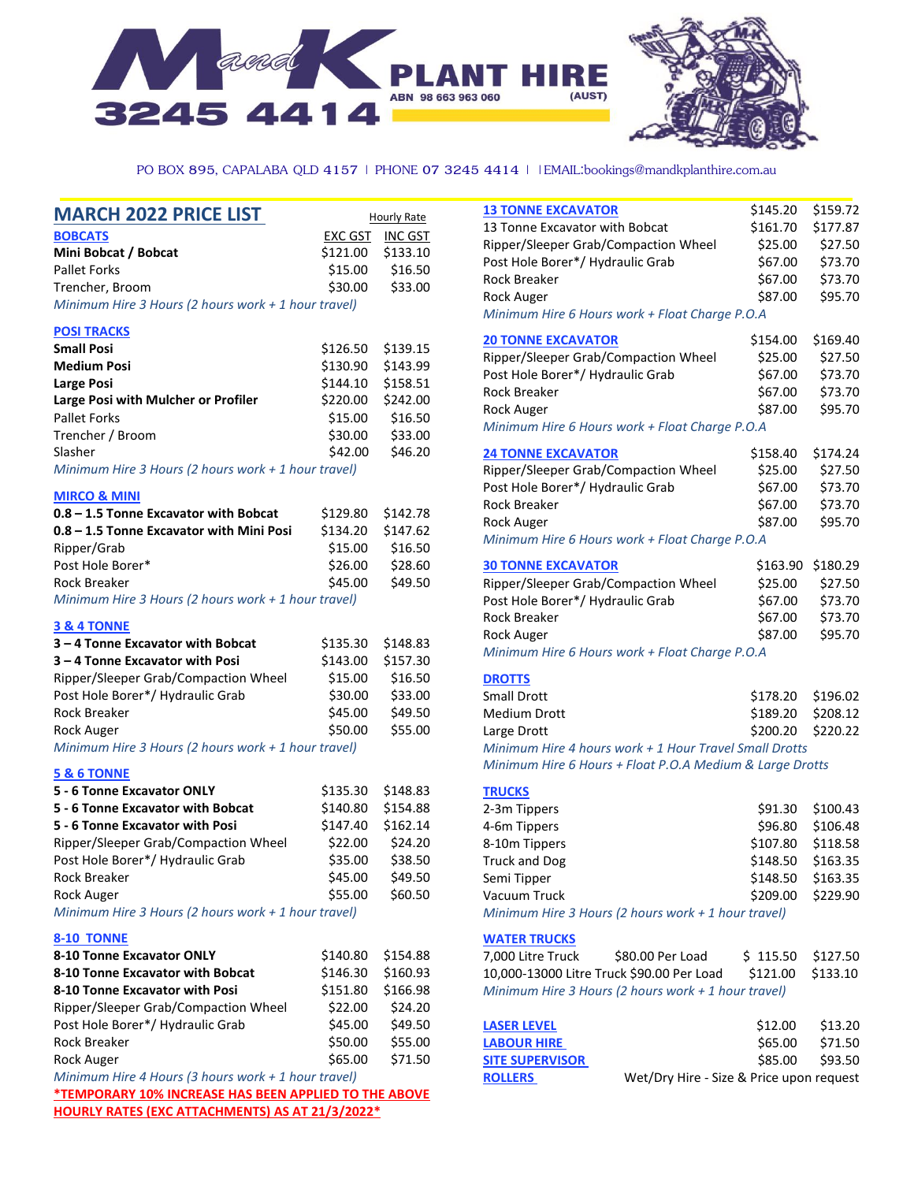# M and K PLANT HIRE (AUST)

3245 4414

ABN 98 663 963 060

PO BOX 895, CAPALABA QLD 4157 | PHONE 07 3245 4414 | |EMAIL:bookings@mandkplanthire.com.au

## MARCH 2022 PRICE LIST

Hourly Rate

| BOBCATS | EXC GST | INC GST |
|---|---|---|
| **Mini Bobcat / Bobcat** | $121.00 | $133.10 |
| Pallet Forks | $15.00 | $16.50 |
| Trencher, Broom | $30.00 | $33.00 |

*Minimum Hire 3 Hours (2 hours work + 1 hour travel)*

| POSI TRACKS | | |
|---|---|---|
| **Small Posi** | $126.50 | $139.15 |
| **Medium Posi** | $130.90 | $143.99 |
| **Large Posi** | $144.10 | $158.51 |
| **Large Posi with Mulcher or Profiler** | $220.00 | $242.00 |
| Pallet Forks | $15.00 | $16.50 |
| Trencher / Broom | $30.00 | $33.00 |
| Slasher | $42.00 | $46.20 |

*Minimum Hire 3 Hours (2 hours work + 1 hour travel)*

| MIRCO & MINI | | |
|---|---|---|
| **0.8 – 1.5 Tonne Excavator with Bobcat** | $129.80 | $142.78 |
| **0.8 – 1.5 Tonne Excavator with Mini Posi** | $134.20 | $147.62 |
| Ripper/Grab | $15.00 | $16.50 |
| Post Hole Borer* | $26.00 | $28.60 |
| Rock Breaker | $45.00 | $49.50 |

*Minimum Hire 3 Hours (2 hours work + 1 hour travel)*

| 3 & 4 TONNE | | |
|---|---|---|
| **3 – 4 Tonne Excavator with Bobcat** | $135.30 | $148.83 |
| **3 – 4 Tonne Excavator with Posi** | $143.00 | $157.30 |
| Ripper/Sleeper Grab/Compaction Wheel | $15.00 | $16.50 |
| Post Hole Borer*/ Hydraulic Grab | $30.00 | $33.00 |
| Rock Breaker | $45.00 | $49.50 |
| Rock Auger | $50.00 | $55.00 |

*Minimum Hire 3 Hours (2 hours work + 1 hour travel)*

| 5 & 6 TONNE | | |
|---|---|---|
| **5 - 6 Tonne Excavator ONLY** | $135.30 | $148.83 |
| **5 - 6 Tonne Excavator with Bobcat** | $140.80 | $154.88 |
| **5 - 6 Tonne Excavator with Posi** | $147.40 | $162.14 |
| Ripper/Sleeper Grab/Compaction Wheel | $22.00 | $24.20 |
| Post Hole Borer*/ Hydraulic Grab | $35.00 | $38.50 |
| Rock Breaker | $45.00 | $49.50 |
| Rock Auger | $55.00 | $60.50 |

*Minimum Hire 3 Hours (2 hours work + 1 hour travel)*

| 8-10 TONNE | | |
|---|---|---|
| **8-10 Tonne Excavator ONLY** | $140.80 | $154.88 |
| **8-10 Tonne Excavator with Bobcat** | $146.30 | $160.93 |
| **8-10 Tonne Excavator with Posi** | $151.80 | $166.98 |
| Ripper/Sleeper Grab/Compaction Wheel | $22.00 | $24.20 |
| Post Hole Borer*/ Hydraulic Grab | $45.00 | $49.50 |
| Rock Breaker | $50.00 | $55.00 |
| Rock Auger | $65.00 | $71.50 |

*Minimum Hire 4 Hours (3 hours work + 1 hour travel)*

**\*TEMPORARY 10% INCREASE HAS BEEN APPLIED TO THE ABOVE HOURLY RATES (EXC ATTACHMENTS) AS AT 21/3/2022\***

| 13 TONNE EXCAVATOR | $145.20 | $159.72 |
|---|---|---|
| 13 Tonne Excavator with Bobcat | $161.70 | $177.87 |
| Ripper/Sleeper Grab/Compaction Wheel | $25.00 | $27.50 |
| Post Hole Borer*/ Hydraulic Grab | $67.00 | $73.70 |
| Rock Breaker | $67.00 | $73.70 |
| Rock Auger | $87.00 | $95.70 |

*Minimum Hire 6 Hours work + Float Charge P.O.A*

| 20 TONNE EXCAVATOR | $154.00 | $169.40 |
|---|---|---|
| Ripper/Sleeper Grab/Compaction Wheel | $25.00 | $27.50 |
| Post Hole Borer*/ Hydraulic Grab | $67.00 | $73.70 |
| Rock Breaker | $67.00 | $73.70 |
| Rock Auger | $87.00 | $95.70 |

*Minimum Hire 6 Hours work + Float Charge P.O.A*

| 24 TONNE EXCAVATOR | $158.40 | $174.24 |
|---|---|---|
| Ripper/Sleeper Grab/Compaction Wheel | $25.00 | $27.50 |
| Post Hole Borer*/ Hydraulic Grab | $67.00 | $73.70 |
| Rock Breaker | $67.00 | $73.70 |
| Rock Auger | $87.00 | $95.70 |

*Minimum Hire 6 Hours work + Float Charge P.O.A*

| 30 TONNE EXCAVATOR | $163.90 | $180.29 |
|---|---|---|
| Ripper/Sleeper Grab/Compaction Wheel | $25.00 | $27.50 |
| Post Hole Borer*/ Hydraulic Grab | $67.00 | $73.70 |
| Rock Breaker | $67.00 | $73.70 |
| Rock Auger | $87.00 | $95.70 |

*Minimum Hire 6 Hours work + Float Charge P.O.A*

| DROTTS | | |
|---|---|---|
| Small Drott | $178.20 | $196.02 |
| Medium Drott | $189.20 | $208.12 |
| Large Drott | $200.20 | $220.22 |

*Minimum Hire 4 hours work + 1 Hour Travel Small Drotts*
*Minimum Hire 6 Hours + Float P.O.A Medium & Large Drotts*

| TRUCKS | | |
|---|---|---|
| 2-3m Tippers | $91.30 | $100.43 |
| 4-6m Tippers | $96.80 | $106.48 |
| 8-10m Tippers | $107.80 | $118.58 |
| Truck and Dog | $148.50 | $163.35 |
| Semi Tipper | $148.50 | $163.35 |
| Vacuum Truck | $209.00 | $229.90 |

*Minimum Hire 3 Hours (2 hours work + 1 hour travel)*

| WATER TRUCKS | | | |
|---|---|---|---|
| 7,000 Litre Truck | $80.00 Per Load | $ 115.50 | $127.50 |
| 10,000-13000 Litre Truck | $90.00 Per Load | $121.00 | $133.10 |

*Minimum Hire 3 Hours (2 hours work + 1 hour travel)*

| | | |
|---|---|---|
| **LASER LEVEL** | $12.00 | $13.20 |
| **LABOUR HIRE** | $65.00 | $71.50 |
| **SITE SUPERVISOR** | $85.00 | $93.50 |
| **ROLLERS** | Wet/Dry Hire - Size & Price upon request | |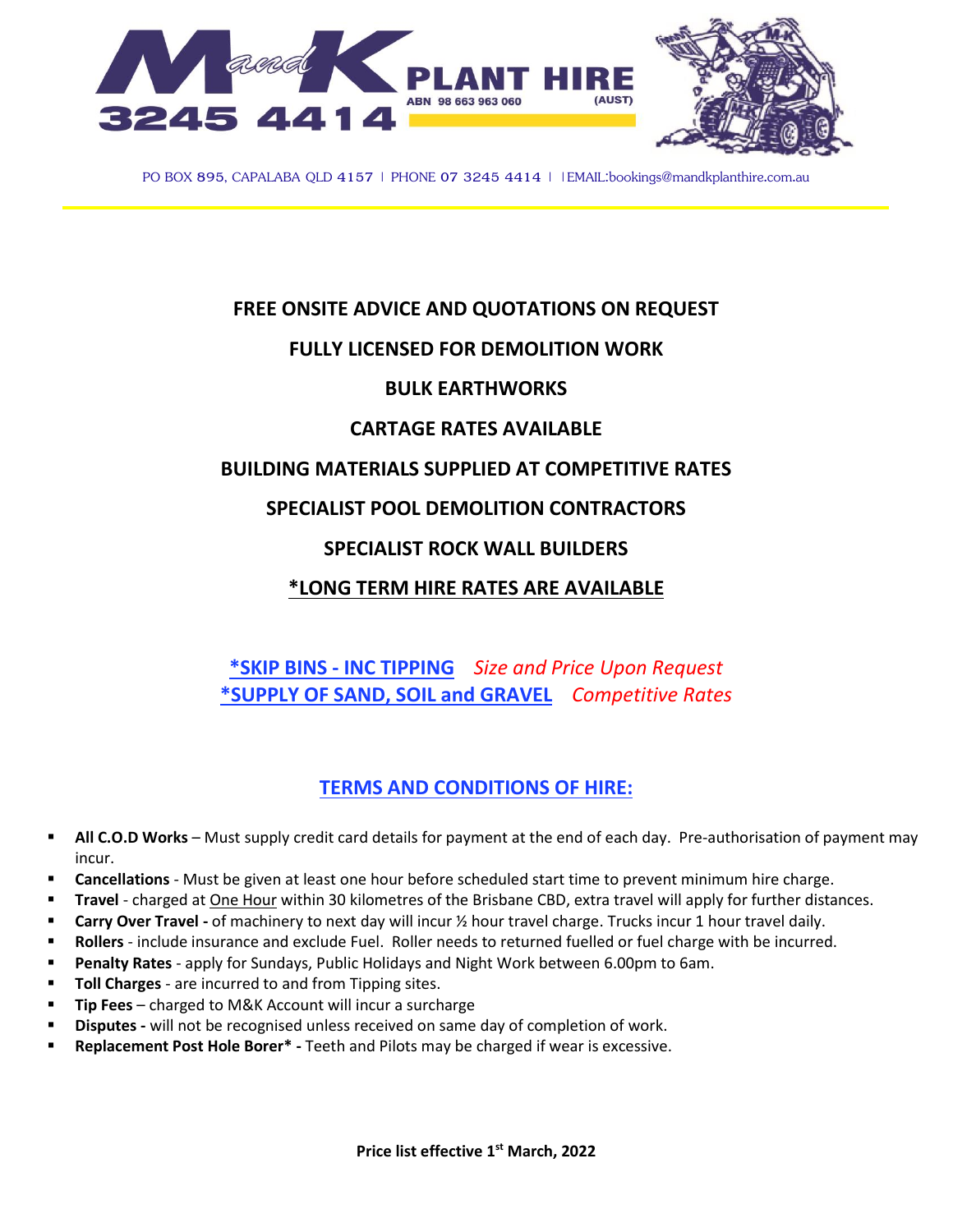M and K PLANT HIRE
3245 4414
ABN 98 663 963 060 (AUST)

PO BOX 895, CAPALABA QLD 4157 | PHONE 07 3245 4414 | |EMAIL:bookings@mandkplanthire.com.au

**FREE ONSITE ADVICE AND QUOTATIONS ON REQUEST**

**FULLY LICENSED FOR DEMOLITION WORK**

**BULK EARTHWORKS**

**CARTAGE RATES AVAILABLE**

**BUILDING MATERIALS SUPPLIED AT COMPETITIVE RATES**

**SPECIALIST POOL DEMOLITION CONTRACTORS**

**SPECIALIST ROCK WALL BUILDERS**

**\*LONG TERM HIRE RATES ARE AVAILABLE**

**\*SKIP BINS - INC TIPPING** *Size and Price Upon Request*
**\*SUPPLY OF SAND, SOIL and GRAVEL** *Competitive Rates*

## TERMS AND CONDITIONS OF HIRE:

- **All C.O.D Works** – Must supply credit card details for payment at the end of each day. Pre-authorisation of payment may incur.
- **Cancellations** - Must be given at least one hour before scheduled start time to prevent minimum hire charge.
- **Travel** - charged at One Hour within 30 kilometres of the Brisbane CBD, extra travel will apply for further distances.
- **Carry Over Travel -** of machinery to next day will incur ½ hour travel charge. Trucks incur 1 hour travel daily.
- **Rollers** - include insurance and exclude Fuel. Roller needs to returned fuelled or fuel charge with be incurred.
- **Penalty Rates** - apply for Sundays, Public Holidays and Night Work between 6.00pm to 6am.
- **Toll Charges** - are incurred to and from Tipping sites.
- **Tip Fees** – charged to M&K Account will incur a surcharge
- **Disputes -** will not be recognised unless received on same day of completion of work.
- **Replacement Post Hole Borer\* -** Teeth and Pilots may be charged if wear is excessive.

**Price list effective 1st March, 2022**